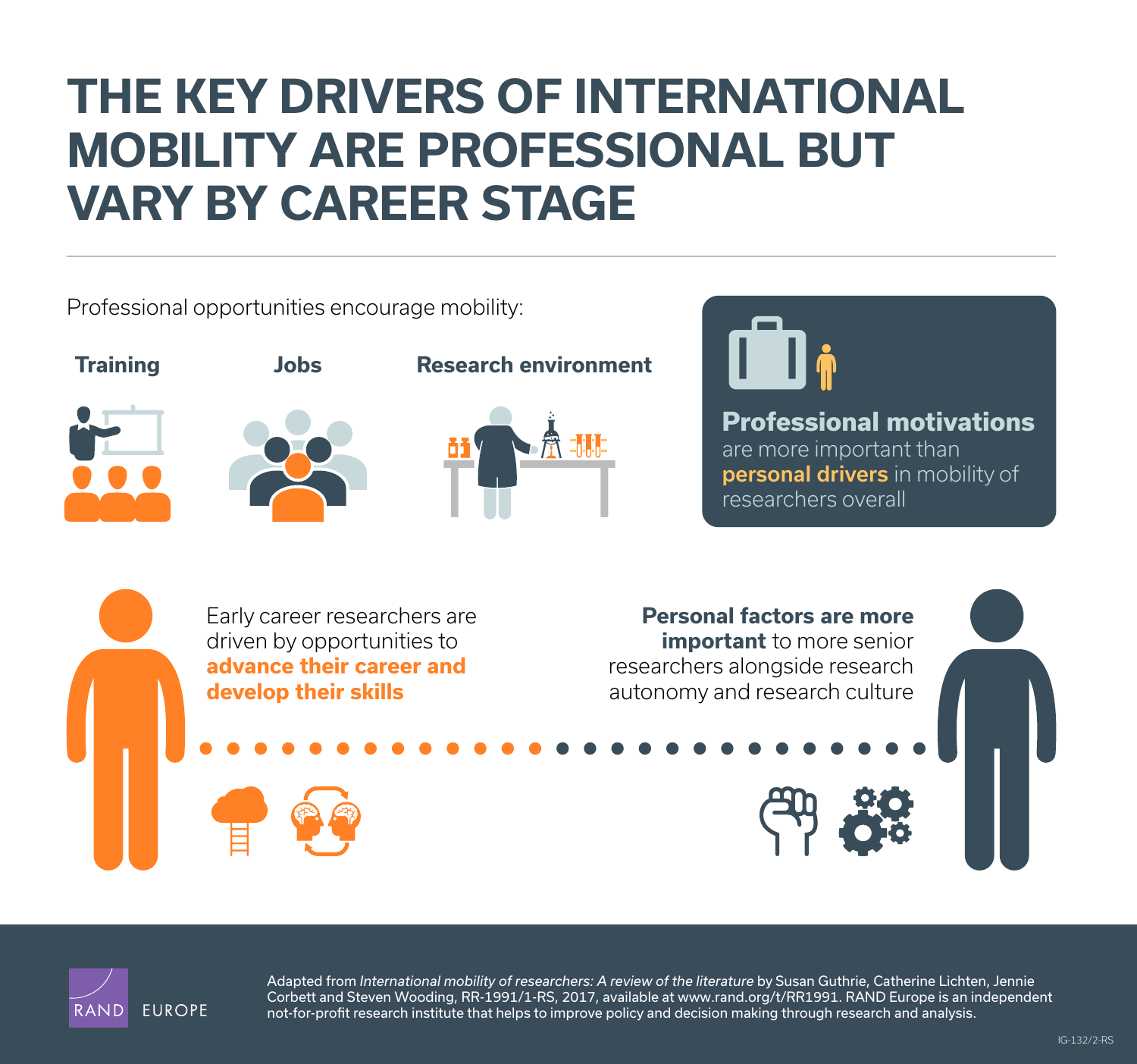# THE KEY DRIVERS OF INTERNATIONAL MOBILITY ARE PROFESSIONAL BUT VARY BY CAREER STAGE

Professional opportunities encourage mobility:

**Training**

**Jobs**

**Research environment**

**Professional motivations** are more important than **personal drivers** in mobility of researchers overall

Early career researchers are driven by opportunities to **advance their career and develop their skills**

**Personal factors are more important** to more senior researchers alongside research autonomy and research culture

RAND EUROPE

Adapted from *International mobility of researchers: A review of the literature* by Susan Guthrie, Catherine Lichten, Jennie Corbett and Steven Wooding, RR-1991/1-RS, 2017, available at www.rand.org/t/RR1991. RAND Europe is an independent not-for-profit research institute that helps to improve policy and decision making through research and analysis.

IG-132/2-RS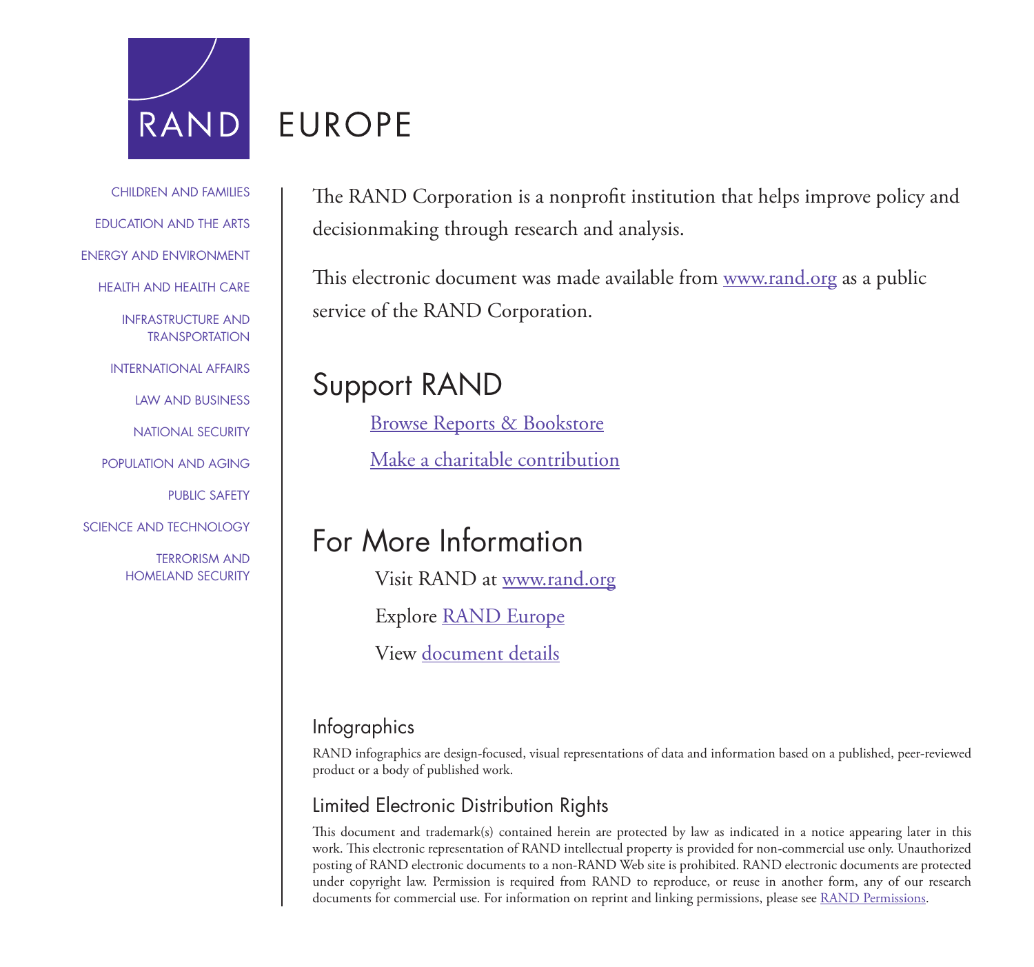RAND EUROPE

CHILDREN AND FAMILIES

EDUCATION AND THE ARTS

ENERGY AND ENVIRONMENT

HEALTH AND HEALTH CARE

INFRASTRUCTURE AND TRANSPORTATION

INTERNATIONAL AFFAIRS

LAW AND BUSINESS

NATIONAL SECURITY

POPULATION AND AGING

PUBLIC SAFETY

SCIENCE AND TECHNOLOGY

TERRORISM AND HOMELAND SECURITY

The RAND Corporation is a nonprofit institution that helps improve policy and decisionmaking through research and analysis.

This electronic document was made available from www.rand.org as a public service of the RAND Corporation.

## Support RAND

Browse Reports & Bookstore

Make a charitable contribution

## For More Information

Visit RAND at www.rand.org

Explore RAND Europe

View document details

### Infographics

RAND infographics are design-focused, visual representations of data and information based on a published, peer-reviewed product or a body of published work.

### Limited Electronic Distribution Rights

This document and trademark(s) contained herein are protected by law as indicated in a notice appearing later in this work. This electronic representation of RAND intellectual property is provided for non-commercial use only. Unauthorized posting of RAND electronic documents to a non-RAND Web site is prohibited. RAND electronic documents are protected under copyright law. Permission is required from RAND to reproduce, or reuse in another form, any of our research documents for commercial use. For information on reprint and linking permissions, please see RAND Permissions.